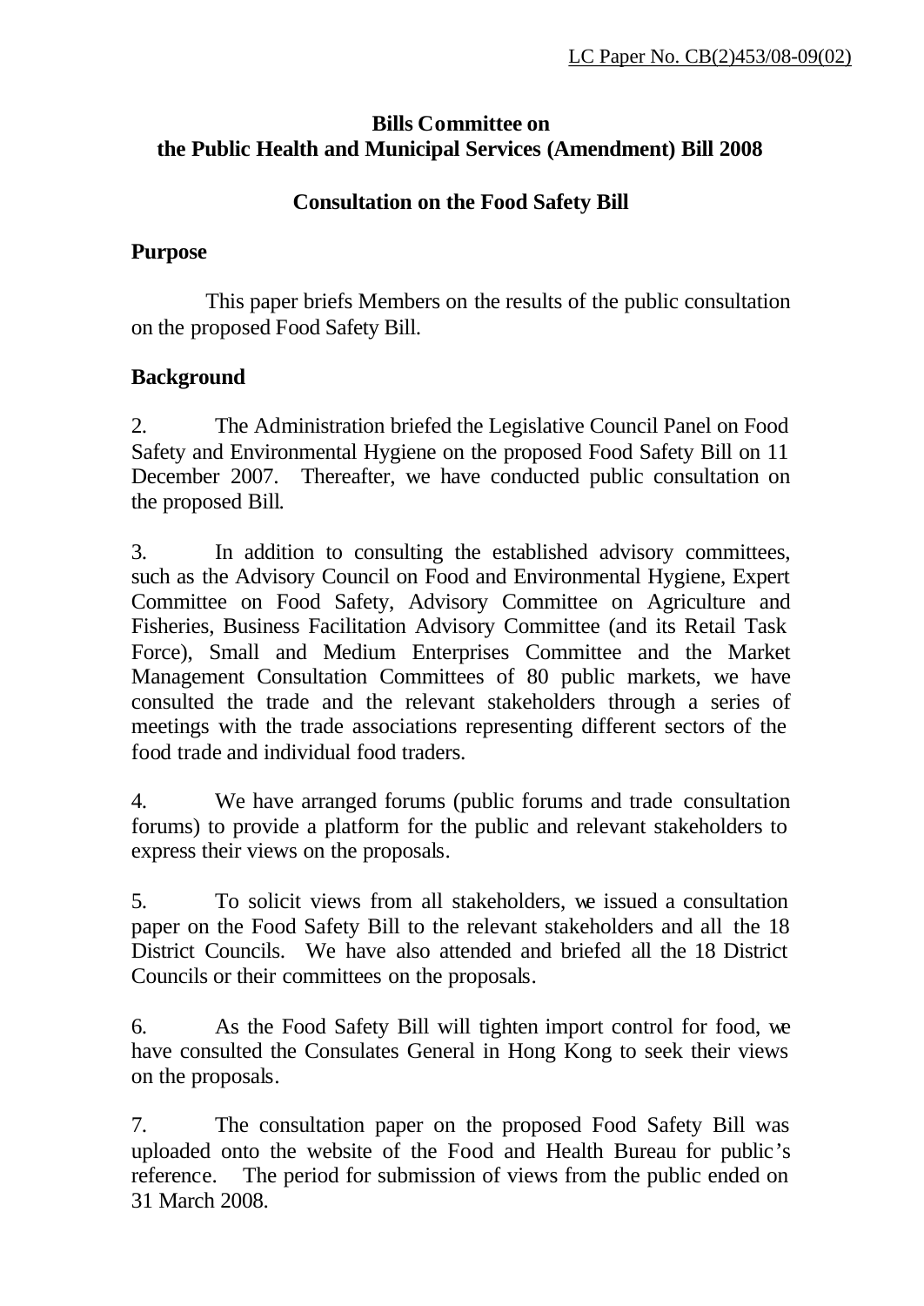LC Paper No. CB(2)453/08-09(02)

**Bills Committee on**
**the Public Health and Municipal Services (Amendment) Bill 2008**

**Consultation on the Food Safety Bill**

**Purpose**

This paper briefs Members on the results of the public consultation on the proposed Food Safety Bill.

**Background**

2. The Administration briefed the Legislative Council Panel on Food Safety and Environmental Hygiene on the proposed Food Safety Bill on 11 December 2007. Thereafter, we have conducted public consultation on the proposed Bill.

3. In addition to consulting the established advisory committees, such as the Advisory Council on Food and Environmental Hygiene, Expert Committee on Food Safety, Advisory Committee on Agriculture and Fisheries, Business Facilitation Advisory Committee (and its Retail Task Force), Small and Medium Enterprises Committee and the Market Management Consultation Committees of 80 public markets, we have consulted the trade and the relevant stakeholders through a series of meetings with the trade associations representing different sectors of the food trade and individual food traders.

4. We have arranged forums (public forums and trade consultation forums) to provide a platform for the public and relevant stakeholders to express their views on the proposals.

5. To solicit views from all stakeholders, we issued a consultation paper on the Food Safety Bill to the relevant stakeholders and all the 18 District Councils. We have also attended and briefed all the 18 District Councils or their committees on the proposals.

6. As the Food Safety Bill will tighten import control for food, we have consulted the Consulates General in Hong Kong to seek their views on the proposals.

7. The consultation paper on the proposed Food Safety Bill was uploaded onto the website of the Food and Health Bureau for public's reference. The period for submission of views from the public ended on 31 March 2008.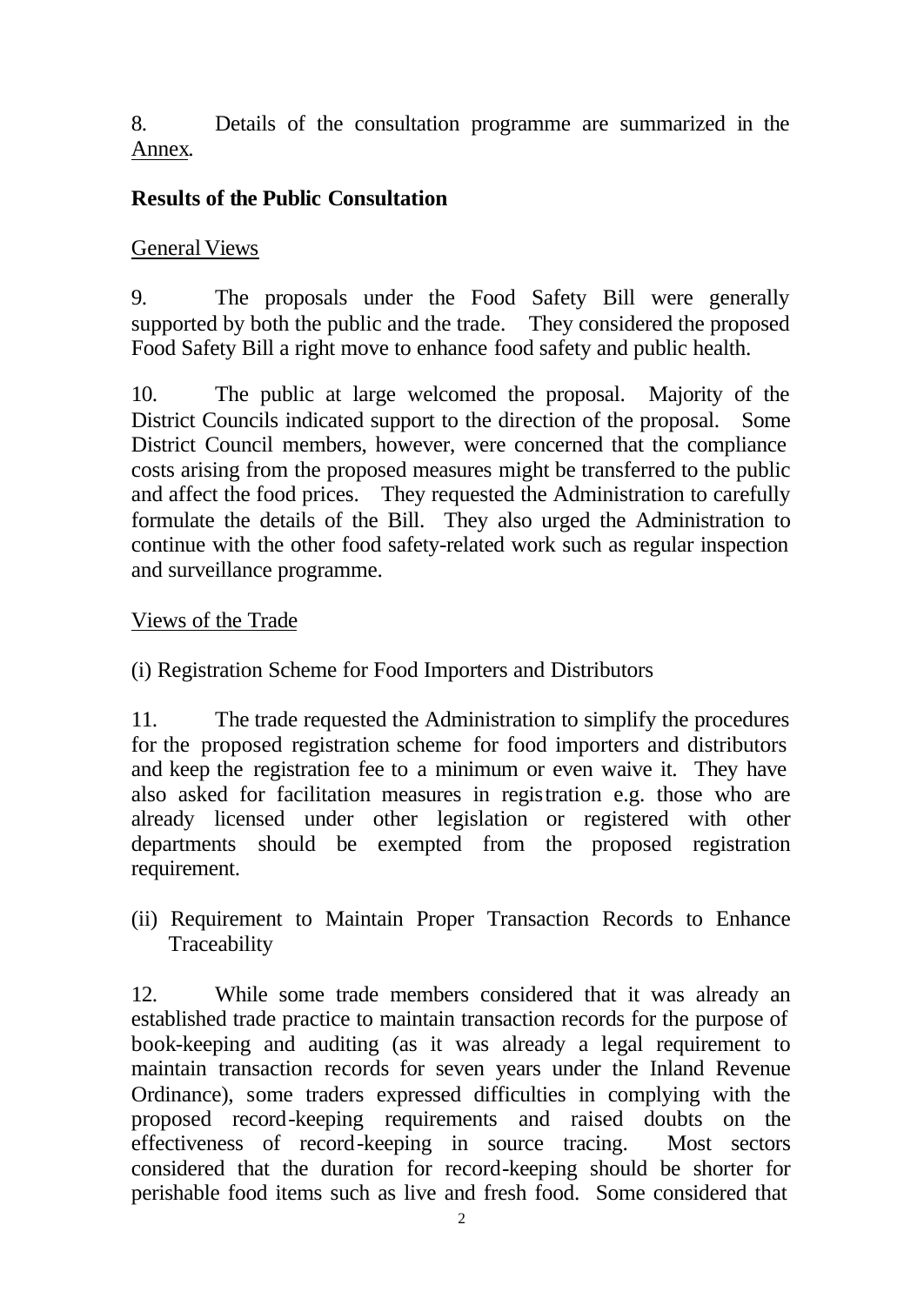8. Details of the consultation programme are summarized in the Annex.

## Results of the Public Consultation

General Views

9. The proposals under the Food Safety Bill were generally supported by both the public and the trade. They considered the proposed Food Safety Bill a right move to enhance food safety and public health.

10. The public at large welcomed the proposal. Majority of the District Councils indicated support to the direction of the proposal. Some District Council members, however, were concerned that the compliance costs arising from the proposed measures might be transferred to the public and affect the food prices. They requested the Administration to carefully formulate the details of the Bill. They also urged the Administration to continue with the other food safety-related work such as regular inspection and surveillance programme.

Views of the Trade

(i) Registration Scheme for Food Importers and Distributors

11. The trade requested the Administration to simplify the procedures for the proposed registration scheme for food importers and distributors and keep the registration fee to a minimum or even waive it. They have also asked for facilitation measures in registration e.g. those who are already licensed under other legislation or registered with other departments should be exempted from the proposed registration requirement.

(ii) Requirement to Maintain Proper Transaction Records to Enhance Traceability

12. While some trade members considered that it was already an established trade practice to maintain transaction records for the purpose of book-keeping and auditing (as it was already a legal requirement to maintain transaction records for seven years under the Inland Revenue Ordinance), some traders expressed difficulties in complying with the proposed record-keeping requirements and raised doubts on the effectiveness of record-keeping in source tracing. Most sectors considered that the duration for record-keeping should be shorter for perishable food items such as live and fresh food. Some considered that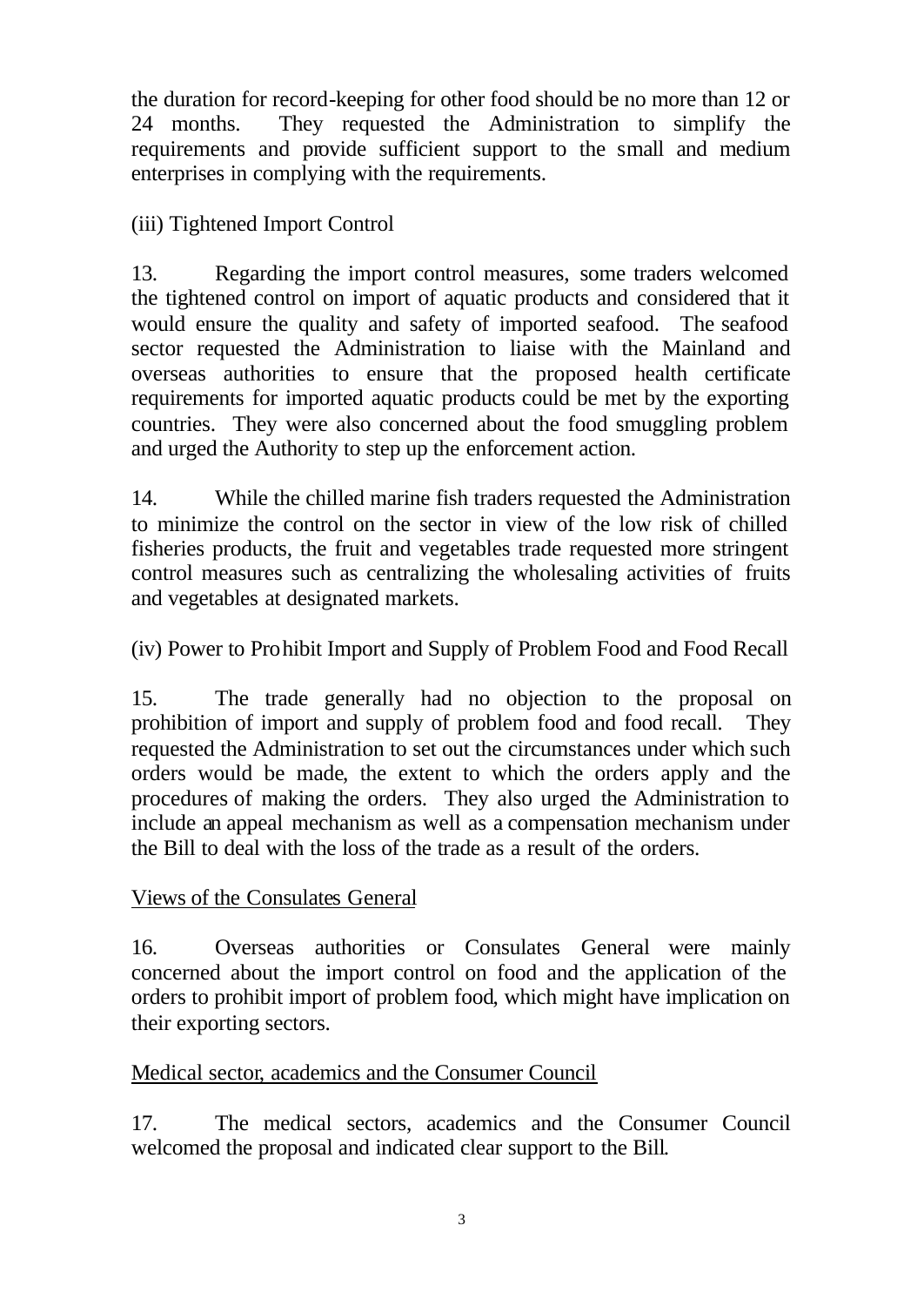the duration for record-keeping for other food should be no more than 12 or 24 months. They requested the Administration to simplify the requirements and provide sufficient support to the small and medium enterprises in complying with the requirements.

(iii) Tightened Import Control

13. Regarding the import control measures, some traders welcomed the tightened control on import of aquatic products and considered that it would ensure the quality and safety of imported seafood. The seafood sector requested the Administration to liaise with the Mainland and overseas authorities to ensure that the proposed health certificate requirements for imported aquatic products could be met by the exporting countries. They were also concerned about the food smuggling problem and urged the Authority to step up the enforcement action.

14. While the chilled marine fish traders requested the Administration to minimize the control on the sector in view of the low risk of chilled fisheries products, the fruit and vegetables trade requested more stringent control measures such as centralizing the wholesaling activities of fruits and vegetables at designated markets.

(iv) Power to Prohibit Import and Supply of Problem Food and Food Recall

15. The trade generally had no objection to the proposal on prohibition of import and supply of problem food and food recall. They requested the Administration to set out the circumstances under which such orders would be made, the extent to which the orders apply and the procedures of making the orders. They also urged the Administration to include an appeal mechanism as well as a compensation mechanism under the Bill to deal with the loss of the trade as a result of the orders.

Views of the Consulates General

16. Overseas authorities or Consulates General were mainly concerned about the import control on food and the application of the orders to prohibit import of problem food, which might have implication on their exporting sectors.

Medical sector, academics and the Consumer Council

17. The medical sectors, academics and the Consumer Council welcomed the proposal and indicated clear support to the Bill.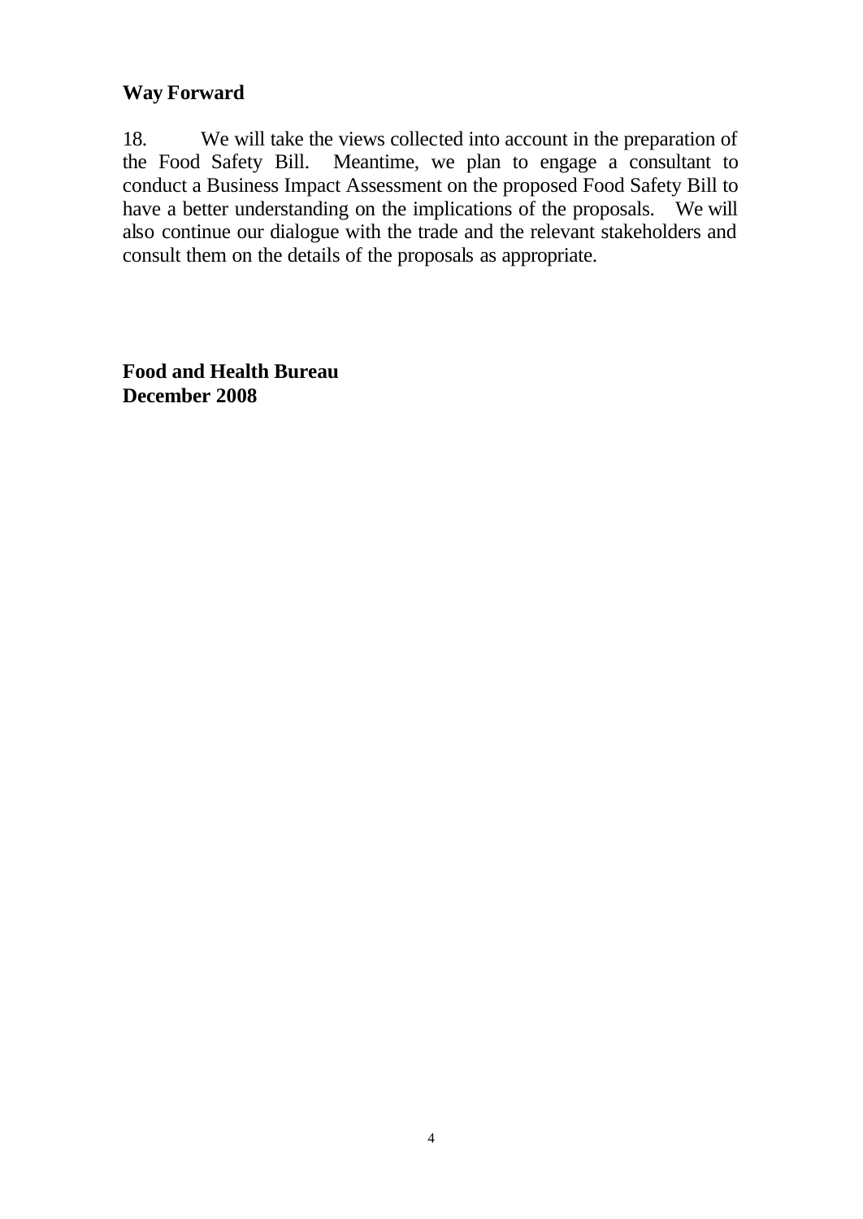## Way Forward

18. We will take the views collected into account in the preparation of the Food Safety Bill. Meantime, we plan to engage a consultant to conduct a Business Impact Assessment on the proposed Food Safety Bill to have a better understanding on the implications of the proposals. We will also continue our dialogue with the trade and the relevant stakeholders and consult them on the details of the proposals as appropriate.

**Food and Health Bureau**
**December 2008**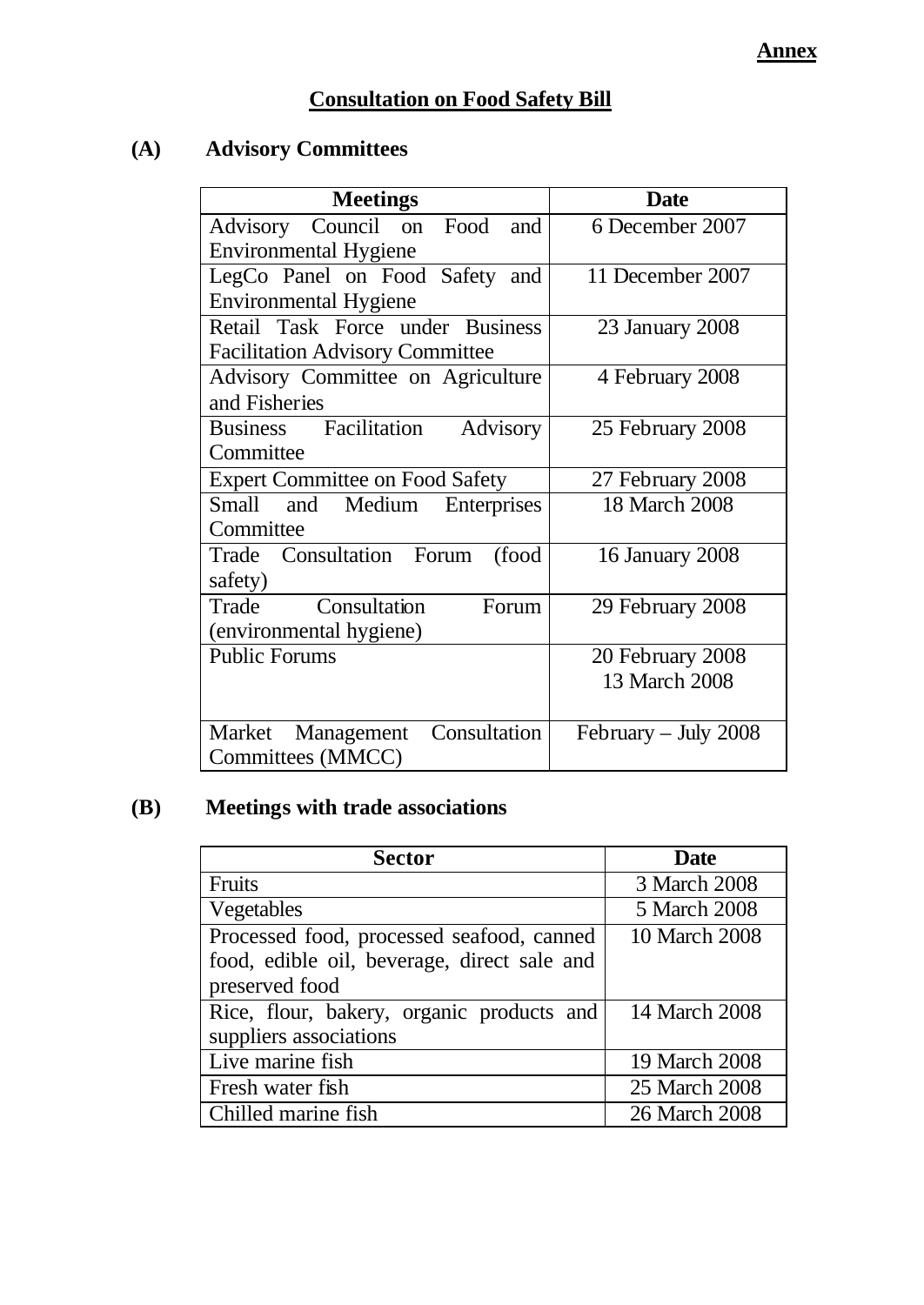**Annex**

# Consultation on Food Safety Bill

## (A) Advisory Committees

| Meetings | Date |
|---|---|
| Advisory Council on Food and Environmental Hygiene | 6 December 2007 |
| LegCo Panel on Food Safety and Environmental Hygiene | 11 December 2007 |
| Retail Task Force under Business Facilitation Advisory Committee | 23 January 2008 |
| Advisory Committee on Agriculture and Fisheries | 4 February 2008 |
| Business Facilitation Advisory Committee | 25 February 2008 |
| Expert Committee on Food Safety | 27 February 2008 |
| Small and Medium Enterprises Committee | 18 March 2008 |
| Trade Consultation Forum (food safety) | 16 January 2008 |
| Trade Consultation Forum (environmental hygiene) | 29 February 2008 |
| Public Forums | 20 February 2008<br>13 March 2008 |
| Market Management Consultation Committees (MMCC) | February – July 2008 |

## (B) Meetings with trade associations

| Sector | Date |
|---|---|
| Fruits | 3 March 2008 |
| Vegetables | 5 March 2008 |
| Processed food, processed seafood, canned food, edible oil, beverage, direct sale and preserved food | 10 March 2008 |
| Rice, flour, bakery, organic products and suppliers associations | 14 March 2008 |
| Live marine fish | 19 March 2008 |
| Fresh water fish | 25 March 2008 |
| Chilled marine fish | 26 March 2008 |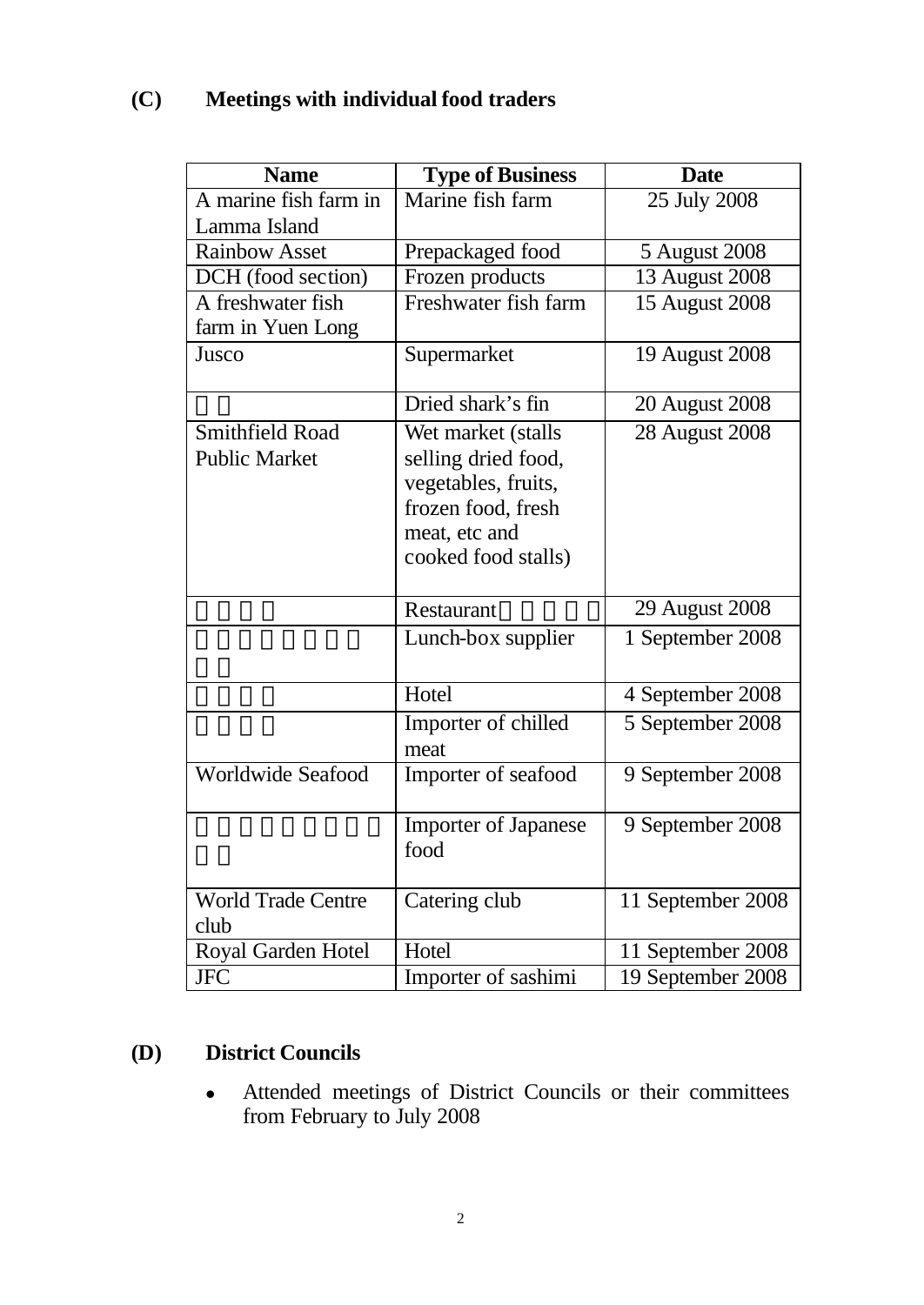## (C) Meetings with individual food traders

| Name | Type of Business | Date |
|---|---|---|
| A marine fish farm in Lamma Island | Marine fish farm | 25 July 2008 |
| Rainbow Asset | Prepackaged food | 5 August 2008 |
| DCH (food section) | Frozen products | 13 August 2008 |
| A freshwater fish farm in Yuen Long | Freshwater fish farm | 15 August 2008 |
| Jusco | Supermarket | 19 August 2008 |
| | Dried shark's fin | 20 August 2008 |
| Smithfield Road Public Market | Wet market (stalls selling dried food, vegetables, fruits, frozen food, fresh meat, etc and cooked food stalls) | 28 August 2008 |
| | Restaurant | 29 August 2008 |
| | Lunch-box supplier | 1 September 2008 |
| | Hotel | 4 September 2008 |
| | Importer of chilled meat | 5 September 2008 |
| Worldwide Seafood | Importer of seafood | 9 September 2008 |
| | Importer of Japanese food | 9 September 2008 |
| World Trade Centre club | Catering club | 11 September 2008 |
| Royal Garden Hotel | Hotel | 11 September 2008 |
| JFC | Importer of sashimi | 19 September 2008 |

## (D) District Councils

- Attended meetings of District Councils or their committees from February to July 2008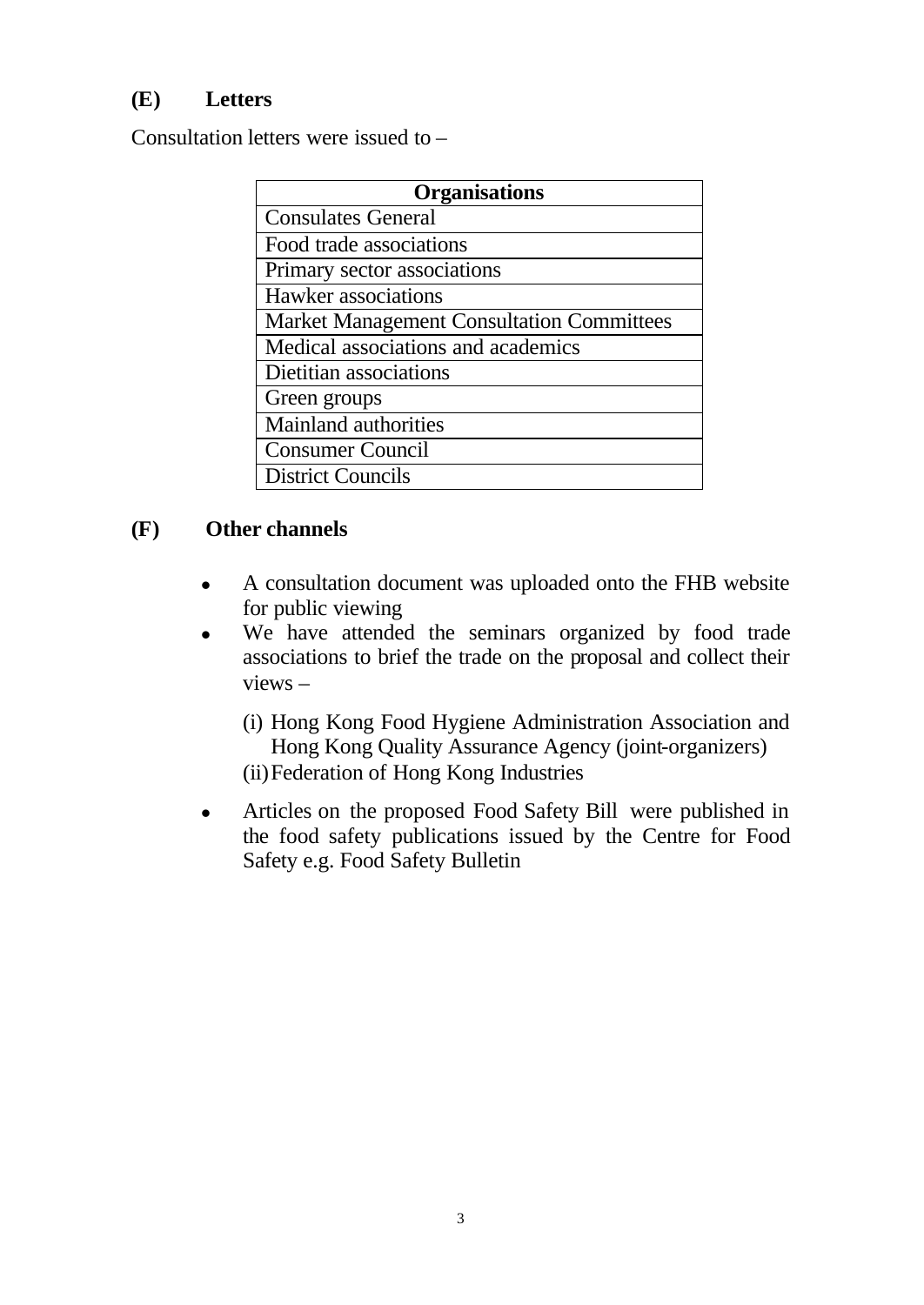## (E) Letters

Consultation letters were issued to –

| Organisations |
| --- |
| Consulates General |
| Food trade associations |
| Primary sector associations |
| Hawker associations |
| Market Management Consultation Committees |
| Medical associations and academics |
| Dietitian associations |
| Green groups |
| Mainland authorities |
| Consumer Council |
| District Councils |

## (F) Other channels

- A consultation document was uploaded onto the FHB website for public viewing
- We have attended the seminars organized by food trade associations to brief the trade on the proposal and collect their views –

  (i) Hong Kong Food Hygiene Administration Association and Hong Kong Quality Assurance Agency (joint-organizers)
  (ii) Federation of Hong Kong Industries

- Articles on the proposed Food Safety Bill were published in the food safety publications issued by the Centre for Food Safety e.g. Food Safety Bulletin